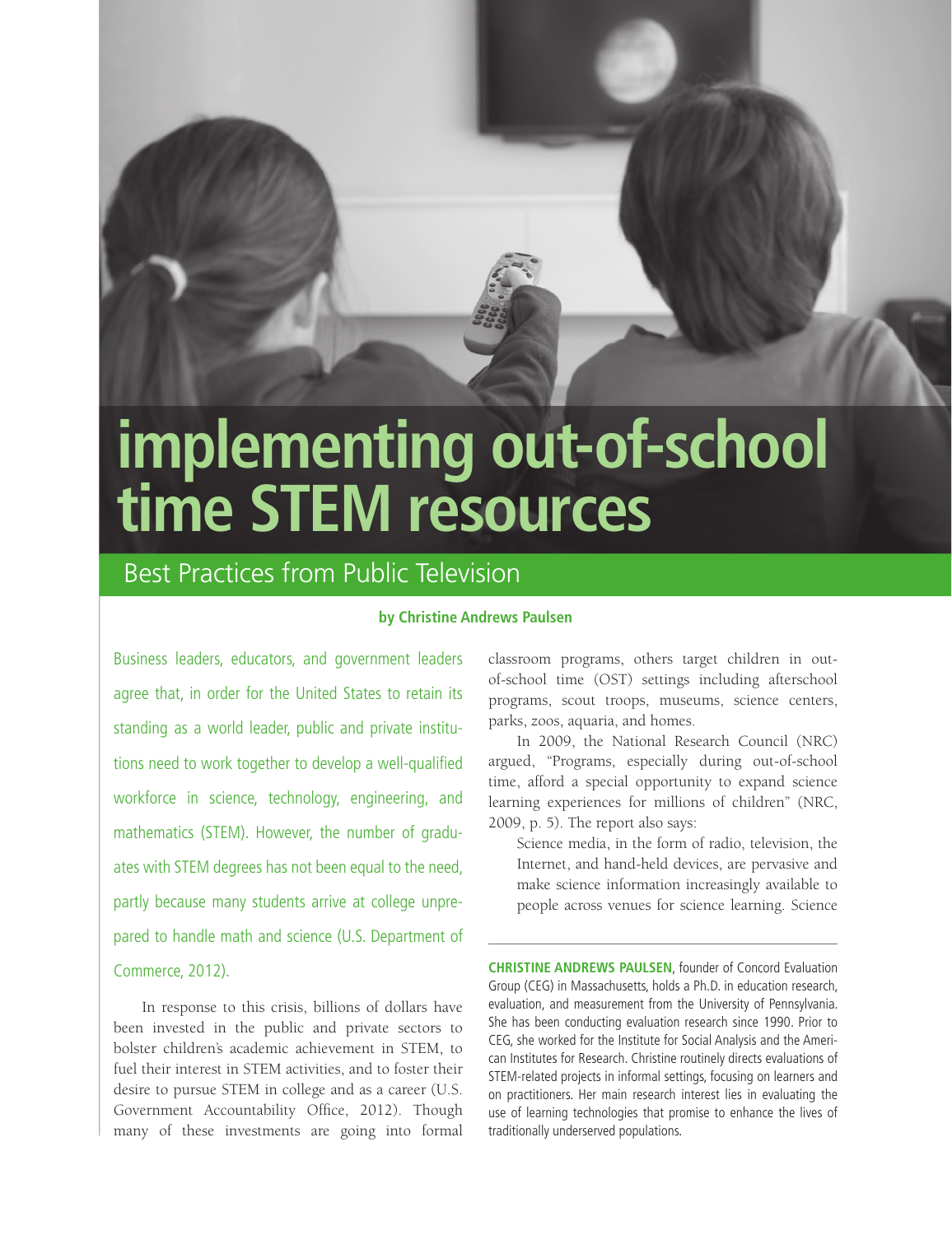# implementing out-of-school time STEM resources

## Best Practices from Public Television

**by Christine Andrews Paulsen**

Business leaders, educators, and government leaders agree that, in order for the United States to retain its standing as a world leader, public and private institutions need to work together to develop a well-qualified workforce in science, technology, engineering, and mathematics (STEM). However, the number of graduates with STEM degrees has not been equal to the need, partly because many students arrive at college unprepared to handle math and science (U.S. Department of Commerce, 2012).

In response to this crisis, billions of dollars have been invested in the public and private sectors to bolster children's academic achievement in STEM, to fuel their interest in STEM activities, and to foster their desire to pursue STEM in college and as a career (U.S. Government Accountability Office, 2012). Though many of these investments are going into formal classroom programs, others target children in out-of-school time (OST) settings including afterschool programs, scout troops, museums, science centers, parks, zoos, aquaria, and homes.

In 2009, the National Research Council (NRC) argued, "Programs, especially during out-of-school time, afford a special opportunity to expand science learning experiences for millions of children" (NRC, 2009, p. 5). The report also says:

> Science media, in the form of radio, television, the Internet, and hand-held devices, are pervasive and make science information increasingly available to people across venues for science learning. Science

---

**CHRISTINE ANDREWS PAULSEN**, founder of Concord Evaluation Group (CEG) in Massachusetts, holds a Ph.D. in education research, evaluation, and measurement from the University of Pennsylvania. She has been conducting evaluation research since 1990. Prior to CEG, she worked for the Institute for Social Analysis and the American Institutes for Research. Christine routinely directs evaluations of STEM-related projects in informal settings, focusing on learners and on practitioners. Her main research interest lies in evaluating the use of learning technologies that promise to enhance the lives of traditionally underserved populations.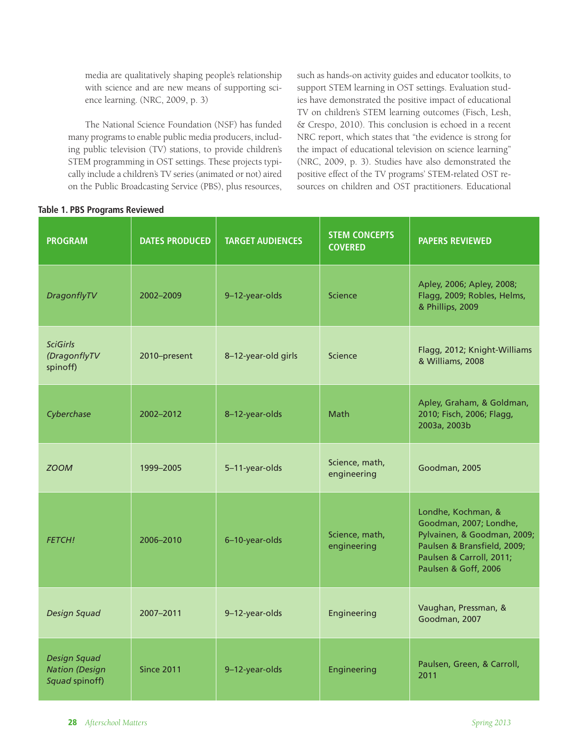media are qualitatively shaping people's relationship with science and are new means of supporting science learning. (NRC, 2009, p. 3)

The National Science Foundation (NSF) has funded many programs to enable public media producers, including public television (TV) stations, to provide children's STEM programming in OST settings. These projects typically include a children's TV series (animated or not) aired on the Public Broadcasting Service (PBS), plus resources, such as hands-on activity guides and educator toolkits, to support STEM learning in OST settings. Evaluation studies have demonstrated the positive impact of educational TV on children's STEM learning outcomes (Fisch, Lesh, & Crespo, 2010). This conclusion is echoed in a recent NRC report, which states that "the evidence is strong for the impact of educational television on science learning" (NRC, 2009, p. 3). Studies have also demonstrated the positive effect of the TV programs' STEM-related OST resources on children and OST practitioners. Educational

**Table 1. PBS Programs Reviewed**

| PROGRAM | DATES PRODUCED | TARGET AUDIENCES | STEM CONCEPTS COVERED | PAPERS REVIEWED |
|---|---|---|---|---|
| *DragonflyTV* | 2002–2009 | 9–12-year-olds | Science | Apley, 2006; Apley, 2008; Flagg, 2009; Robles, Helms, & Phillips, 2009 |
| *SciGirls* (*DragonflyTV* spinoff) | 2010–present | 8–12-year-old girls | Science | Flagg, 2012; Knight-Williams & Williams, 2008 |
| *Cyberchase* | 2002–2012 | 8–12-year-olds | Math | Apley, Graham, & Goldman, 2010; Fisch, 2006; Flagg, 2003a, 2003b |
| *ZOOM* | 1999–2005 | 5–11-year-olds | Science, math, engineering | Goodman, 2005 |
| *FETCH!* | 2006–2010 | 6–10-year-olds | Science, math, engineering | Londhe, Kochman, & Goodman, 2007; Londhe, Pylvainen, & Goodman, 2009; Paulsen & Bransfield, 2009; Paulsen & Carroll, 2011; Paulsen & Goff, 2006 |
| *Design Squad* | 2007–2011 | 9–12-year-olds | Engineering | Vaughan, Pressman, & Goodman, 2007 |
| *Design Squad Nation* (*Design Squad* spinoff) | Since 2011 | 9–12-year-olds | Engineering | Paulsen, Green, & Carroll, 2011 |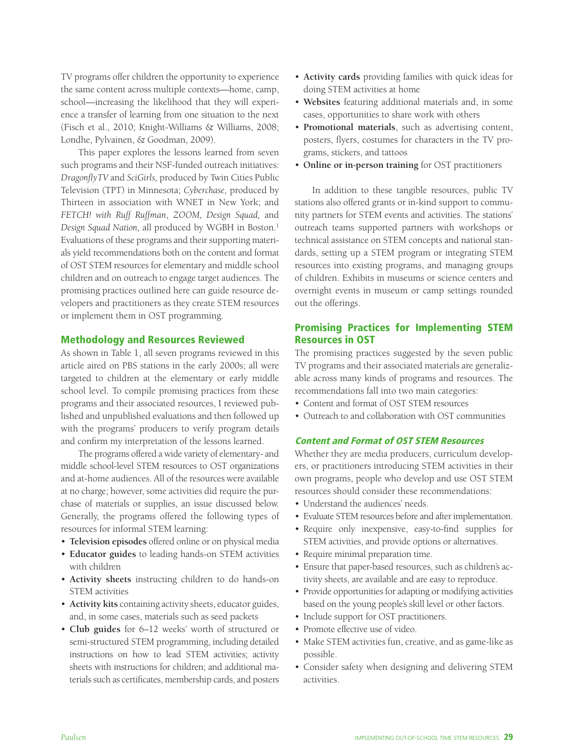TV programs offer children the opportunity to experience the same content across multiple contexts—home, camp, school—increasing the likelihood that they will experience a transfer of learning from one situation to the next (Fisch et al., 2010; Knight-Williams & Williams, 2008; Londhe, Pylvainen, & Goodman, 2009).

This paper explores the lessons learned from seven such programs and their NSF-funded outreach initiatives: *DragonflyTV* and *SciGirls,* produced by Twin Cities Public Television (TPT) in Minnesota; *Cyberchase,* produced by Thirteen in association with WNET in New York; and *FETCH! with Ruff Ruffman*, *ZOOM, Design Squad,* and *Design Squad Nation,* all produced by WGBH in Boston.[1] Evaluations of these programs and their supporting materials yield recommendations both on the content and format of OST STEM resources for elementary and middle school children and on outreach to engage target audiences. The promising practices outlined here can guide resource developers and practitioners as they create STEM resources or implement them in OST programming.

## Methodology and Resources Reviewed

As shown in Table 1, all seven programs reviewed in this article aired on PBS stations in the early 2000s; all were targeted to children at the elementary or early middle school level. To compile promising practices from these programs and their associated resources, I reviewed published and unpublished evaluations and then followed up with the programs' producers to verify program details and confirm my interpretation of the lessons learned.

The programs offered a wide variety of elementary- and middle school-level STEM resources to OST organizations and at-home audiences. All of the resources were available at no charge; however, some activities did require the purchase of materials or supplies, an issue discussed below. Generally, the programs offered the following types of resources for informal STEM learning:

- **Television episodes** offered online or on physical media
- **Educator guides** to leading hands-on STEM activities with children
- **Activity sheets** instructing children to do hands-on STEM activities
- **Activity kits** containing activity sheets, educator guides, and, in some cases, materials such as seed packets
- **Club guides** for 6–12 weeks' worth of structured or semi-structured STEM programming, including detailed instructions on how to lead STEM activities; activity sheets with instructions for children; and additional materials such as certificates, membership cards, and posters
- **Activity cards** providing families with quick ideas for doing STEM activities at home
- **Websites** featuring additional materials and, in some cases, opportunities to share work with others
- **Promotional materials**, such as advertising content, posters, flyers, costumes for characters in the TV programs, stickers, and tattoos
- **Online or in-person training** for OST practitioners

In addition to these tangible resources, public TV stations also offered grants or in-kind support to community partners for STEM events and activities. The stations' outreach teams supported partners with workshops or technical assistance on STEM concepts and national standards, setting up a STEM program or integrating STEM resources into existing programs, and managing groups of children. Exhibits in museums or science centers and overnight events in museum or camp settings rounded out the offerings.

## Promising Practices for Implementing STEM Resources in OST

The promising practices suggested by the seven public TV programs and their associated materials are generalizable across many kinds of programs and resources. The recommendations fall into two main categories:

- Content and format of OST STEM resources
- Outreach to and collaboration with OST communities

### *Content and Format of OST STEM Resources*

Whether they are media producers, curriculum developers, or practitioners introducing STEM activities in their own programs, people who develop and use OST STEM resources should consider these recommendations:

- Understand the audiences' needs.
- Evaluate STEM resources before and after implementation.
- Require only inexpensive, easy-to-find supplies for STEM activities, and provide options or alternatives.
- Require minimal preparation time.
- Ensure that paper-based resources, such as children's activity sheets, are available and are easy to reproduce.
- Provide opportunities for adapting or modifying activities based on the young people's skill level or other factors.
- Include support for OST practitioners.
- Promote effective use of video.
- Make STEM activities fun, creative, and as game-like as possible.
- Consider safety when designing and delivering STEM activities.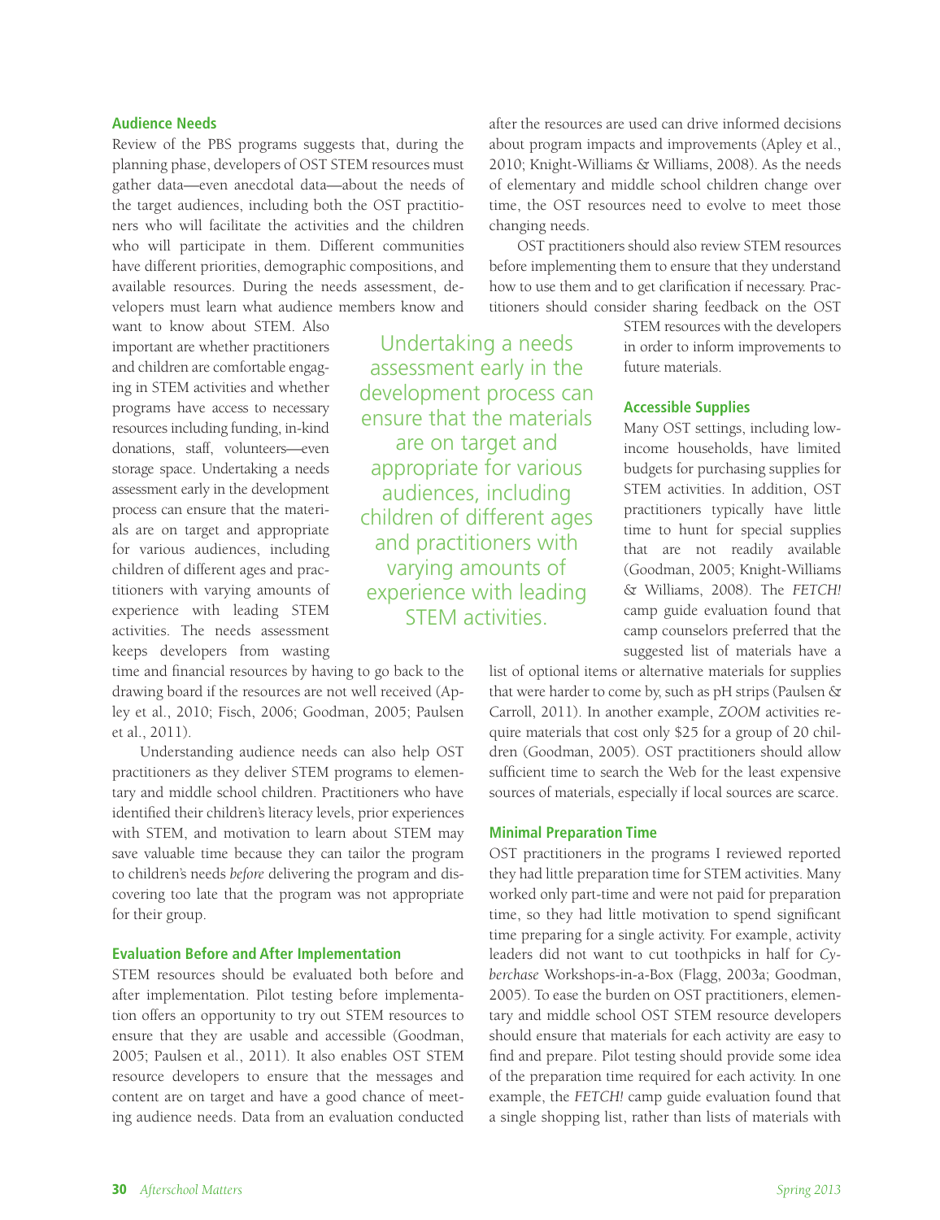### Audience Needs

Review of the PBS programs suggests that, during the planning phase, developers of OST STEM resources must gather data—even anecdotal data—about the needs of the target audiences, including both the OST practitioners who will facilitate the activities and the children who will participate in them. Different communities have different priorities, demographic compositions, and available resources. During the needs assessment, developers must learn what audience members know and want to know about STEM. Also important are whether practitioners and children are comfortable engaging in STEM activities and whether programs have access to necessary resources including funding, in-kind donations, staff, volunteers—even storage space. Undertaking a needs assessment early in the development process can ensure that the materials are on target and appropriate for various audiences, including children of different ages and practitioners with varying amounts of experience with leading STEM activities. The needs assessment keeps developers from wasting time and financial resources by having to go back to the drawing board if the resources are not well received (Apley et al., 2010; Fisch, 2006; Goodman, 2005; Paulsen et al., 2011).

> Undertaking a needs assessment early in the development process can ensure that the materials are on target and appropriate for various audiences, including children of different ages and practitioners with varying amounts of experience with leading STEM activities.

Understanding audience needs can also help OST practitioners as they deliver STEM programs to elementary and middle school children. Practitioners who have identified their children's literacy levels, prior experiences with STEM, and motivation to learn about STEM may save valuable time because they can tailor the program to children's needs *before* delivering the program and discovering too late that the program was not appropriate for their group.

### Evaluation Before and After Implementation

STEM resources should be evaluated both before and after implementation. Pilot testing before implementation offers an opportunity to try out STEM resources to ensure that they are usable and accessible (Goodman, 2005; Paulsen et al., 2011). It also enables OST STEM resource developers to ensure that the messages and content are on target and have a good chance of meeting audience needs. Data from an evaluation conducted after the resources are used can drive informed decisions about program impacts and improvements (Apley et al., 2010; Knight-Williams & Williams, 2008). As the needs of elementary and middle school children change over time, the OST resources need to evolve to meet those changing needs.

OST practitioners should also review STEM resources before implementing them to ensure that they understand how to use them and to get clarification if necessary. Practitioners should consider sharing feedback on the OST STEM resources with the developers in order to inform improvements to future materials.

### Accessible Supplies

Many OST settings, including low-income households, have limited budgets for purchasing supplies for STEM activities. In addition, OST practitioners typically have little time to hunt for special supplies that are not readily available (Goodman, 2005; Knight-Williams & Williams, 2008). The *FETCH!* camp guide evaluation found that camp counselors preferred that the suggested list of materials have a list of optional items or alternative materials for supplies that were harder to come by, such as pH strips (Paulsen & Carroll, 2011). In another example, *ZOOM* activities require materials that cost only $25 for a group of 20 children (Goodman, 2005). OST practitioners should allow sufficient time to search the Web for the least expensive sources of materials, especially if local sources are scarce.

### Minimal Preparation Time

OST practitioners in the programs I reviewed reported they had little preparation time for STEM activities. Many worked only part-time and were not paid for preparation time, so they had little motivation to spend significant time preparing for a single activity. For example, activity leaders did not want to cut toothpicks in half for *Cyberchase* Workshops-in-a-Box (Flagg, 2003a; Goodman, 2005). To ease the burden on OST practitioners, elementary and middle school OST STEM resource developers should ensure that materials for each activity are easy to find and prepare. Pilot testing should provide some idea of the preparation time required for each activity. In one example, the *FETCH!* camp guide evaluation found that a single shopping list, rather than lists of materials with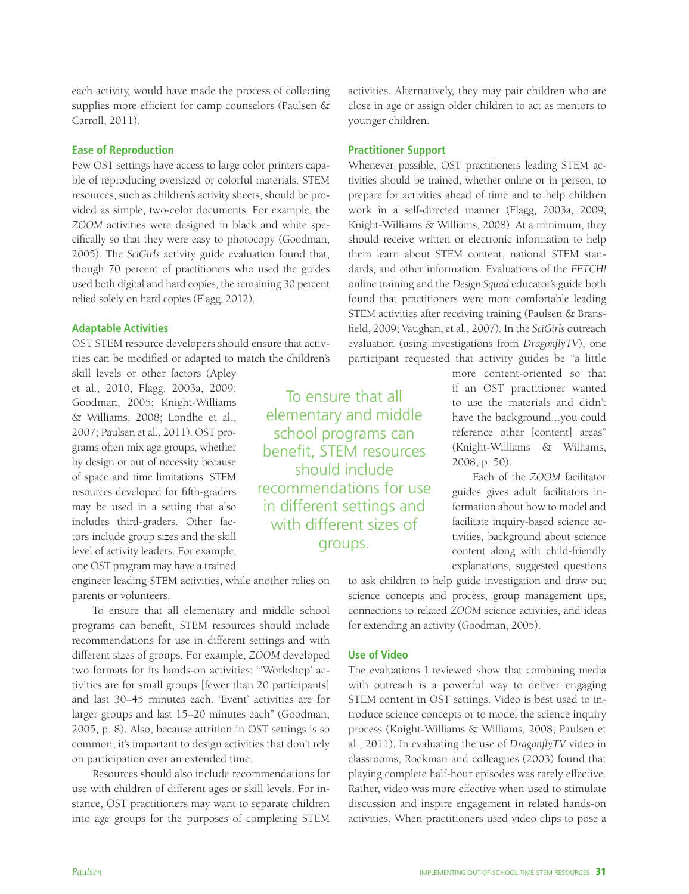each activity, would have made the process of collecting supplies more efficient for camp counselors (Paulsen & Carroll, 2011).

### Ease of Reproduction

Few OST settings have access to large color printers capable of reproducing oversized or colorful materials. STEM resources, such as children's activity sheets, should be provided as simple, two-color documents. For example, the *ZOOM* activities were designed in black and white specifically so that they were easy to photocopy (Goodman, 2005). The *SciGirls* activity guide evaluation found that, though 70 percent of practitioners who used the guides used both digital and hard copies, the remaining 30 percent relied solely on hard copies (Flagg, 2012).

### Adaptable Activities

OST STEM resource developers should ensure that activities can be modified or adapted to match the children's skill levels or other factors (Apley et al., 2010; Flagg, 2003a, 2009; Goodman, 2005; Knight-Williams & Williams, 2008; Londhe et al., 2007; Paulsen et al., 2011). OST programs often mix age groups, whether by design or out of necessity because of space and time limitations. STEM resources developed for fifth-graders may be used in a setting that also includes third-graders. Other factors include group sizes and the skill level of activity leaders. For example, one OST program may have a trained engineer leading STEM activities, while another relies on parents or volunteers.

> To ensure that all elementary and middle school programs can benefit, STEM resources should include recommendations for use in different settings and with different sizes of groups.

To ensure that all elementary and middle school programs can benefit, STEM resources should include recommendations for use in different settings and with different sizes of groups. For example, *ZOOM* developed two formats for its hands-on activities: "'Workshop' activities are for small groups [fewer than 20 participants] and last 30–45 minutes each. 'Event' activities are for larger groups and last 15–20 minutes each" (Goodman, 2005, p. 8). Also, because attrition in OST settings is so common, it's important to design activities that don't rely on participation over an extended time.

Resources should also include recommendations for use with children of different ages or skill levels. For instance, OST practitioners may want to separate children into age groups for the purposes of completing STEM activities. Alternatively, they may pair children who are close in age or assign older children to act as mentors to younger children.

### Practitioner Support

Whenever possible, OST practitioners leading STEM activities should be trained, whether online or in person, to prepare for activities ahead of time and to help children work in a self-directed manner (Flagg, 2003a, 2009; Knight-Williams & Williams, 2008). At a minimum, they should receive written or electronic information to help them learn about STEM content, national STEM standards, and other information. Evaluations of the *FETCH!* online training and the *Design Squad* educator's guide both found that practitioners were more comfortable leading STEM activities after receiving training (Paulsen & Bransfield, 2009; Vaughan, et al., 2007). In the *SciGirls* outreach evaluation (using investigations from *DragonflyTV*), one participant requested that activity guides be "a little more content-oriented so that if an OST practitioner wanted to use the materials and didn't have the background...you could reference other [content] areas" (Knight-Williams & Williams, 2008, p. 50).

Each of the *ZOOM* facilitator guides gives adult facilitators information about how to model and facilitate inquiry-based science activities, background about science content along with child-friendly explanations, suggested questions to ask children to help guide investigation and draw out science concepts and process, group management tips, connections to related *ZOOM* science activities, and ideas for extending an activity (Goodman, 2005).

### Use of Video

The evaluations I reviewed show that combining media with outreach is a powerful way to deliver engaging STEM content in OST settings. Video is best used to introduce science concepts or to model the science inquiry process (Knight-Williams & Williams, 2008; Paulsen et al., 2011). In evaluating the use of *DragonflyTV* video in classrooms, Rockman and colleagues (2003) found that playing complete half-hour episodes was rarely effective. Rather, video was more effective when used to stimulate discussion and inspire engagement in related hands-on activities. When practitioners used video clips to pose a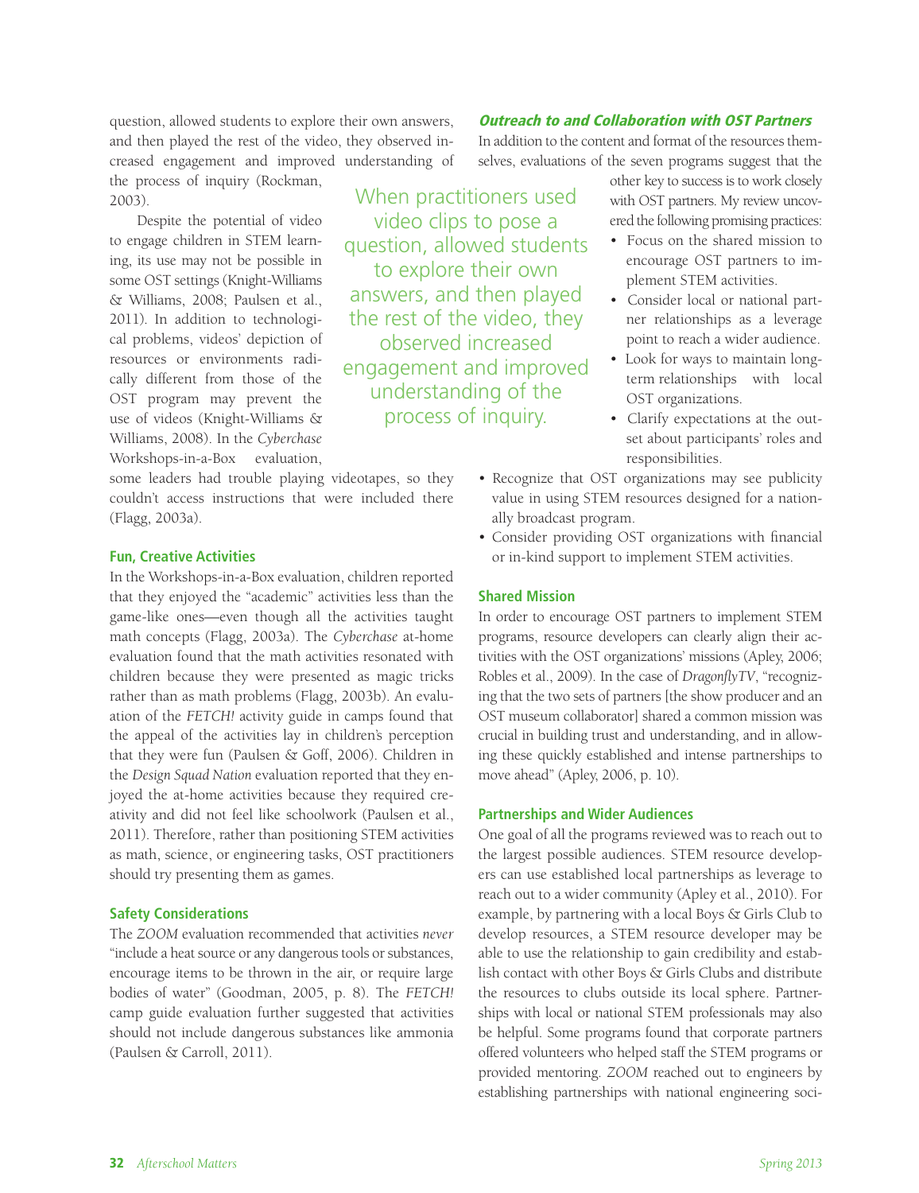question, allowed students to explore their own answers, and then played the rest of the video, they observed increased engagement and improved understanding of the process of inquiry (Rockman, 2003).

Despite the potential of video to engage children in STEM learning, its use may not be possible in some OST settings (Knight-Williams & Williams, 2008; Paulsen et al., 2011). In addition to technological problems, videos' depiction of resources or environments radically different from those of the OST program may prevent the use of videos (Knight-Williams & Williams, 2008). In the *Cyberchase* Workshops-in-a-Box evaluation, some leaders had trouble playing videotapes, so they couldn't access instructions that were included there (Flagg, 2003a).

> When practitioners used video clips to pose a question, allowed students to explore their own answers, and then played the rest of the video, they observed increased engagement and improved understanding of the process of inquiry.

### Fun, Creative Activities

In the Workshops-in-a-Box evaluation, children reported that they enjoyed the "academic" activities less than the game-like ones—even though all the activities taught math concepts (Flagg, 2003a). The *Cyberchase* at-home evaluation found that the math activities resonated with children because they were presented as magic tricks rather than as math problems (Flagg, 2003b). An evaluation of the *FETCH!* activity guide in camps found that the appeal of the activities lay in children's perception that they were fun (Paulsen & Goff, 2006). Children in the *Design Squad Nation* evaluation reported that they enjoyed the at-home activities because they required creativity and did not feel like schoolwork (Paulsen et al., 2011). Therefore, rather than positioning STEM activities as math, science, or engineering tasks, OST practitioners should try presenting them as games.

### Safety Considerations

The *ZOOM* evaluation recommended that activities *never* "include a heat source or any dangerous tools or substances, encourage items to be thrown in the air, or require large bodies of water" (Goodman, 2005, p. 8). The *FETCH!* camp guide evaluation further suggested that activities should not include dangerous substances like ammonia (Paulsen & Carroll, 2011).

## *Outreach to and Collaboration with OST Partners*

In addition to the content and format of the resources themselves, evaluations of the seven programs suggest that the other key to success is to work closely with OST partners. My review uncovered the following promising practices:

- Focus on the shared mission to encourage OST partners to implement STEM activities.
- Consider local or national partner relationships as a leverage point to reach a wider audience.
- Look for ways to maintain long-term relationships with local OST organizations.
- Clarify expectations at the outset about participants' roles and responsibilities.
- Recognize that OST organizations may see publicity value in using STEM resources designed for a nationally broadcast program.
- Consider providing OST organizations with financial or in-kind support to implement STEM activities.

### Shared Mission

In order to encourage OST partners to implement STEM programs, resource developers can clearly align their activities with the OST organizations' missions (Apley, 2006; Robles et al., 2009). In the case of *DragonflyTV*, "recognizing that the two sets of partners [the show producer and an OST museum collaborator] shared a common mission was crucial in building trust and understanding, and in allowing these quickly established and intense partnerships to move ahead" (Apley, 2006, p. 10).

### Partnerships and Wider Audiences

One goal of all the programs reviewed was to reach out to the largest possible audiences. STEM resource developers can use established local partnerships as leverage to reach out to a wider community (Apley et al., 2010). For example, by partnering with a local Boys & Girls Club to develop resources, a STEM resource developer may be able to use the relationship to gain credibility and establish contact with other Boys & Girls Clubs and distribute the resources to clubs outside its local sphere. Partnerships with local or national STEM professionals may also be helpful. Some programs found that corporate partners offered volunteers who helped staff the STEM programs or provided mentoring. *ZOOM* reached out to engineers by establishing partnerships with national engineering soci-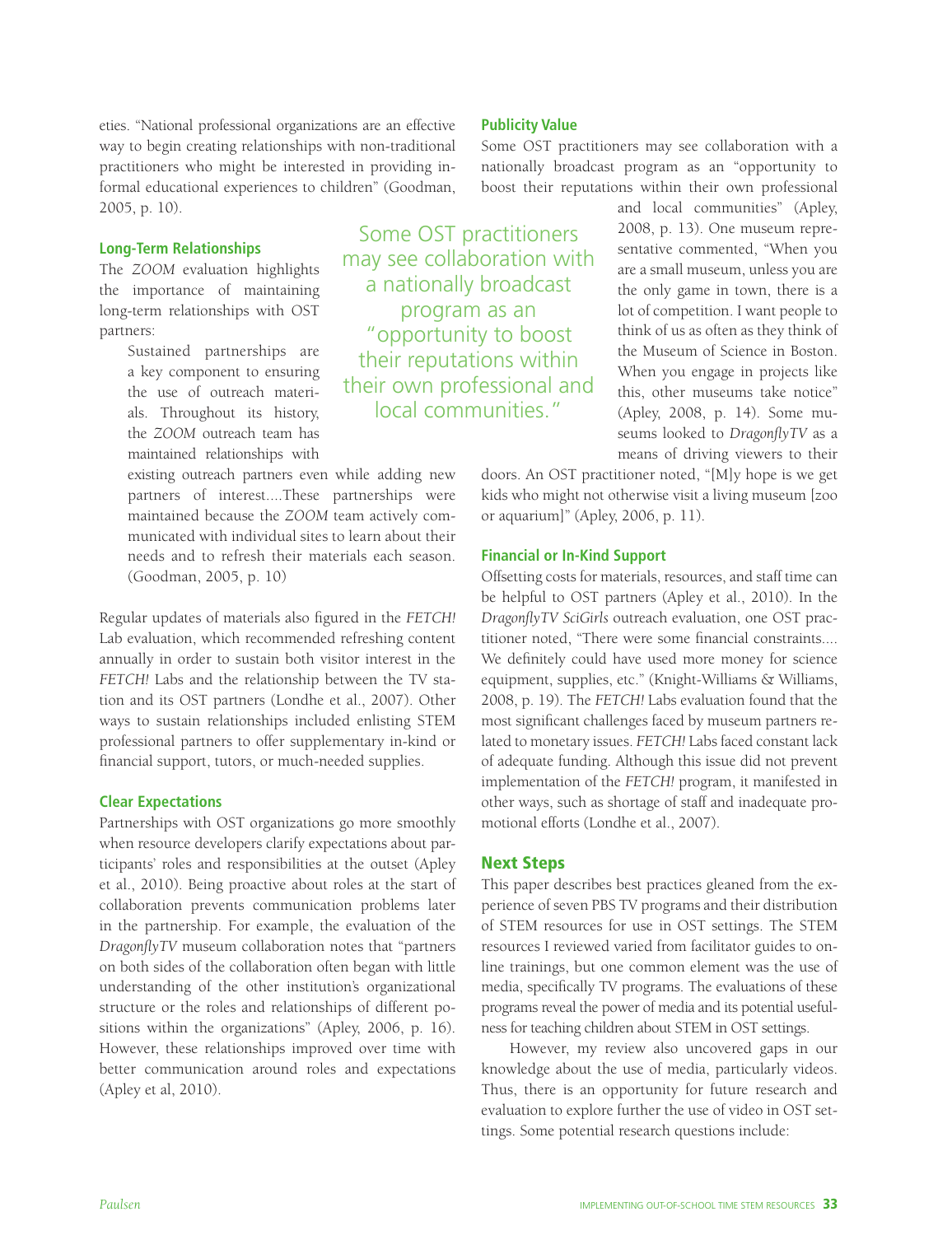eties. "National professional organizations are an effective way to begin creating relationships with non-traditional practitioners who might be interested in providing informal educational experiences to children" (Goodman, 2005, p. 10).

### Long-Term Relationships

The *ZOOM* evaluation highlights the importance of maintaining long-term relationships with OST partners:

> Sustained partnerships are a key component to ensuring the use of outreach materials. Throughout its history, the *ZOOM* outreach team has maintained relationships with existing outreach partners even while adding new partners of interest....These partnerships were maintained because the *ZOOM* team actively communicated with individual sites to learn about their needs and to refresh their materials each season. (Goodman, 2005, p. 10)

Regular updates of materials also figured in the *FETCH!* Lab evaluation, which recommended refreshing content annually in order to sustain both visitor interest in the *FETCH!* Labs and the relationship between the TV station and its OST partners (Londhe et al., 2007). Other ways to sustain relationships included enlisting STEM professional partners to offer supplementary in-kind or financial support, tutors, or much-needed supplies.

### Clear Expectations

Partnerships with OST organizations go more smoothly when resource developers clarify expectations about participants' roles and responsibilities at the outset (Apley et al., 2010). Being proactive about roles at the start of collaboration prevents communication problems later in the partnership. For example, the evaluation of the *DragonflyTV* museum collaboration notes that "partners on both sides of the collaboration often began with little understanding of the other institution's organizational structure or the roles and relationships of different positions within the organizations" (Apley, 2006, p. 16). However, these relationships improved over time with better communication around roles and expectations (Apley et al, 2010).

### Publicity Value

Some OST practitioners may see collaboration with a nationally broadcast program as an "opportunity to boost their reputations within their own professional and local communities" (Apley, 2008, p. 13). One museum representative commented, "When you are a small museum, unless you are the only game in town, there is a lot of competition. I want people to think of us as often as they think of the Museum of Science in Boston. When you engage in projects like this, other museums take notice" (Apley, 2008, p. 14). Some museums looked to *DragonflyTV* as a means of driving viewers to their doors. An OST practitioner noted, "[M]y hope is we get kids who might not otherwise visit a living museum [zoo or aquarium]" (Apley, 2006, p. 11).

> Some OST practitioners may see collaboration with a nationally broadcast program as an "opportunity to boost their reputations within their own professional and local communities."

### Financial or In-Kind Support

Offsetting costs for materials, resources, and staff time can be helpful to OST partners (Apley et al., 2010). In the *DragonflyTV SciGirls* outreach evaluation, one OST practitioner noted, "There were some financial constraints.... We definitely could have used more money for science equipment, supplies, etc." (Knight-Williams & Williams, 2008, p. 19). The *FETCH!* Labs evaluation found that the most significant challenges faced by museum partners related to monetary issues. *FETCH!* Labs faced constant lack of adequate funding. Although this issue did not prevent implementation of the *FETCH!* program, it manifested in other ways, such as shortage of staff and inadequate promotional efforts (Londhe et al., 2007).

## Next Steps

This paper describes best practices gleaned from the experience of seven PBS TV programs and their distribution of STEM resources for use in OST settings. The STEM resources I reviewed varied from facilitator guides to online trainings, but one common element was the use of media, specifically TV programs. The evaluations of these programs reveal the power of media and its potential usefulness for teaching children about STEM in OST settings.

However, my review also uncovered gaps in our knowledge about the use of media, particularly videos. Thus, there is an opportunity for future research and evaluation to explore further the use of video in OST settings. Some potential research questions include: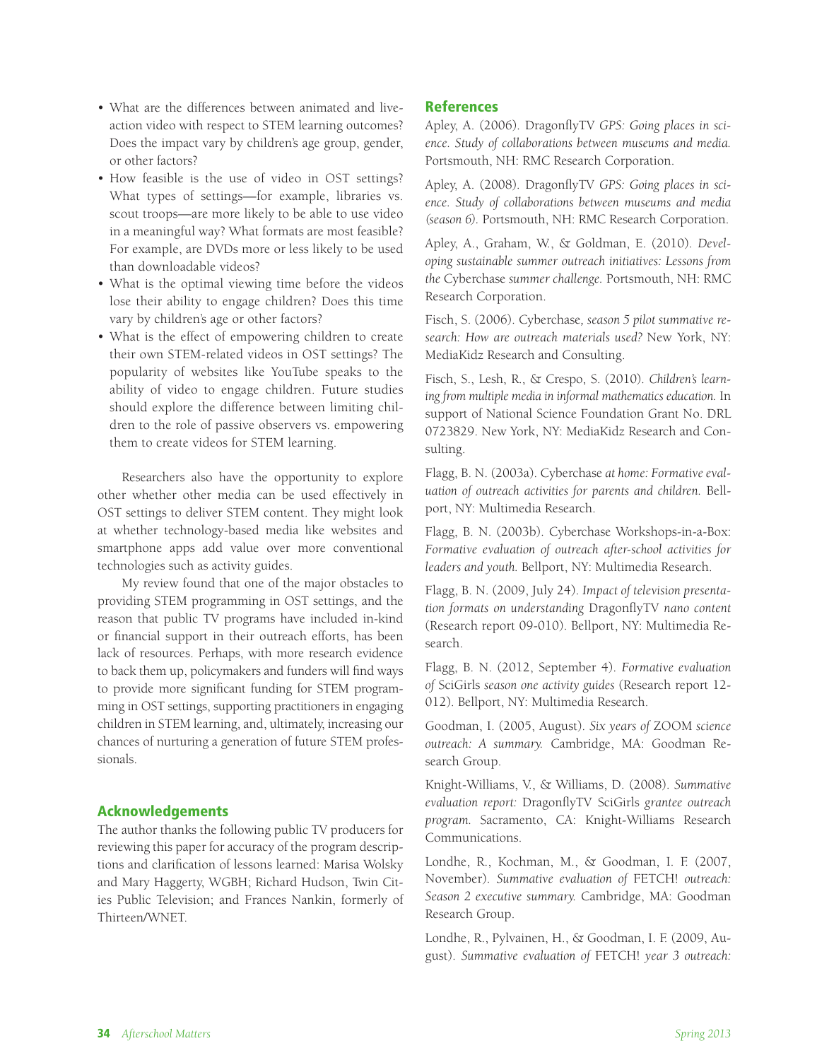- What are the differences between animated and live-action video with respect to STEM learning outcomes? Does the impact vary by children's age group, gender, or other factors?
- How feasible is the use of video in OST settings? What types of settings—for example, libraries vs. scout troops—are more likely to be able to use video in a meaningful way? What formats are most feasible? For example, are DVDs more or less likely to be used than downloadable videos?
- What is the optimal viewing time before the videos lose their ability to engage children? Does this time vary by children's age or other factors?
- What is the effect of empowering children to create their own STEM-related videos in OST settings? The popularity of websites like YouTube speaks to the ability of video to engage children. Future studies should explore the difference between limiting children to the role of passive observers vs. empowering them to create videos for STEM learning.

Researchers also have the opportunity to explore other whether other media can be used effectively in OST settings to deliver STEM content. They might look at whether technology-based media like websites and smartphone apps add value over more conventional technologies such as activity guides.

My review found that one of the major obstacles to providing STEM programming in OST settings, and the reason that public TV programs have included in-kind or financial support in their outreach efforts, has been lack of resources. Perhaps, with more research evidence to back them up, policymakers and funders will find ways to provide more significant funding for STEM programming in OST settings, supporting practitioners in engaging children in STEM learning, and, ultimately, increasing our chances of nurturing a generation of future STEM professionals.

## Acknowledgements

The author thanks the following public TV producers for reviewing this paper for accuracy of the program descriptions and clarification of lessons learned: Marisa Wolsky and Mary Haggerty, WGBH; Richard Hudson, Twin Cities Public Television; and Frances Nankin, formerly of Thirteen/WNET.

## References

Apley, A. (2006). DragonflyTV *GPS: Going places in science. Study of collaborations between museums and media.* Portsmouth, NH: RMC Research Corporation.

Apley, A. (2008). DragonflyTV *GPS: Going places in science. Study of collaborations between museums and media (season 6).* Portsmouth, NH: RMC Research Corporation.

Apley, A., Graham, W., & Goldman, E. (2010). *Developing sustainable summer outreach initiatives: Lessons from the* Cyberchase *summer challenge.* Portsmouth, NH: RMC Research Corporation.

Fisch, S. (2006). Cyberchase*, season 5 pilot summative research: How are outreach materials used?* New York, NY: MediaKidz Research and Consulting.

Fisch, S., Lesh, R., & Crespo, S. (2010). *Children's learning from multiple media in informal mathematics education.* In support of National Science Foundation Grant No. DRL 0723829. New York, NY: MediaKidz Research and Consulting.

Flagg, B. N. (2003a). Cyberchase *at home: Formative evaluation of outreach activities for parents and children.* Bellport, NY: Multimedia Research.

Flagg, B. N. (2003b). Cyberchase Workshops-in-a-Box: *Formative evaluation of outreach after-school activities for leaders and youth.* Bellport, NY: Multimedia Research.

Flagg, B. N. (2009, July 24). *Impact of television presentation formats on understanding* DragonflyTV *nano content* (Research report 09-010). Bellport, NY: Multimedia Research.

Flagg, B. N. (2012, September 4). *Formative evaluation of* SciGirls *season one activity guides* (Research report 12-012). Bellport, NY: Multimedia Research.

Goodman, I. (2005, August). *Six years of* ZOOM *science outreach: A summary.* Cambridge, MA: Goodman Research Group.

Knight-Williams, V., & Williams, D. (2008). *Summative evaluation report:* DragonflyTV SciGirls *grantee outreach program.* Sacramento, CA: Knight-Williams Research Communications.

Londhe, R., Kochman, M., & Goodman, I. F. (2007, November). *Summative evaluation of* FETCH! *outreach: Season 2 executive summary.* Cambridge, MA: Goodman Research Group.

Londhe, R., Pylvainen, H., & Goodman, I. F. (2009, August). *Summative evaluation of* FETCH! *year 3 outreach:*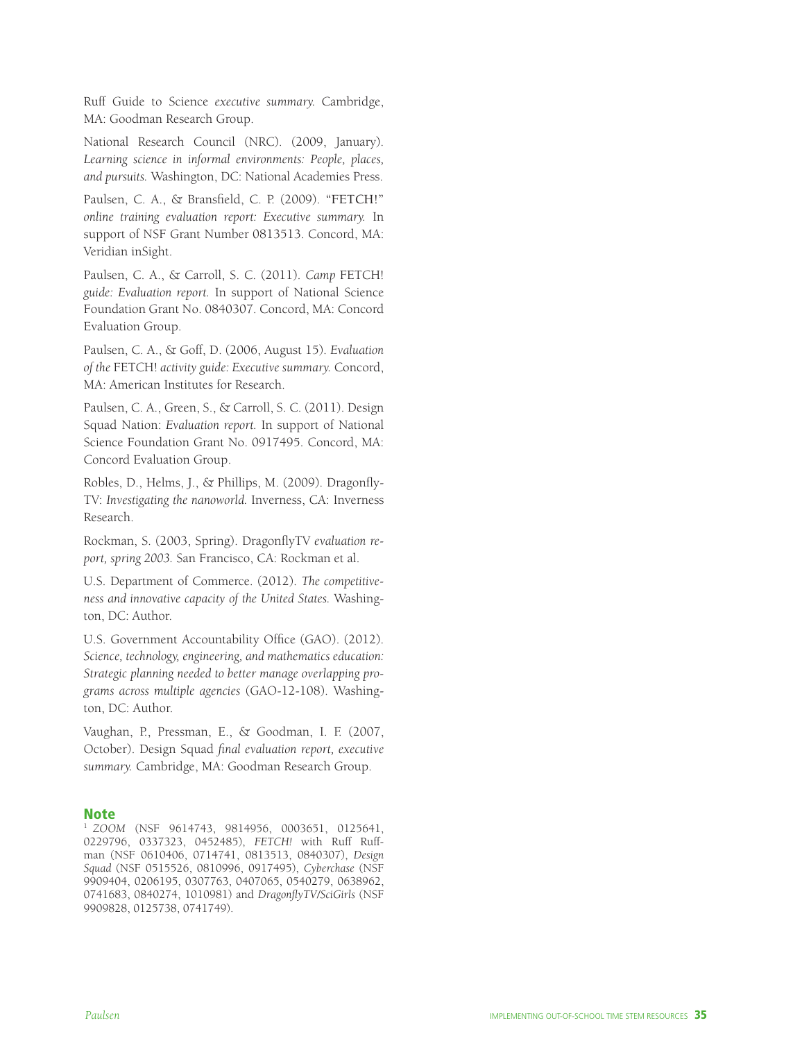Ruff Guide to Science *executive summary.* Cambridge, MA: Goodman Research Group.

National Research Council (NRC). (2009, January). *Learning science in informal environments: People, places, and pursuits.* Washington, DC: National Academies Press.

Paulsen, C. A., & Bransfield, C. P. (2009). "FETCH!" *online training evaluation report: Executive summary.* In support of NSF Grant Number 0813513. Concord, MA: Veridian inSight.

Paulsen, C. A., & Carroll, S. C. (2011). *Camp* FETCH! *guide: Evaluation report.* In support of National Science Foundation Grant No. 0840307. Concord, MA: Concord Evaluation Group.

Paulsen, C. A., & Goff, D. (2006, August 15). *Evaluation of the* FETCH! *activity guide: Executive summary.* Concord, MA: American Institutes for Research.

Paulsen, C. A., Green, S., & Carroll, S. C. (2011). Design Squad Nation: *Evaluation report.* In support of National Science Foundation Grant No. 0917495. Concord, MA: Concord Evaluation Group.

Robles, D., Helms, J., & Phillips, M. (2009). Dragonfly-TV: *Investigating the nanoworld.* Inverness, CA: Inverness Research.

Rockman, S. (2003, Spring). DragonflyTV *evaluation report, spring 2003.* San Francisco, CA: Rockman et al.

U.S. Department of Commerce. (2012). *The competitiveness and innovative capacity of the United States.* Washington, DC: Author.

U.S. Government Accountability Office (GAO). (2012). *Science, technology, engineering, and mathematics education: Strategic planning needed to better manage overlapping programs across multiple agencies* (GAO-12-108). Washington, DC: Author.

Vaughan, P., Pressman, E., & Goodman, I. F. (2007, October). Design Squad *final evaluation report, executive summary.* Cambridge, MA: Goodman Research Group.

## Note

[1] *ZOOM* (NSF 9614743, 9814956, 0003651, 0125641, 0229796, 0337323, 0452485), *FETCH!* with Ruff Ruffman (NSF 0610406, 0714741, 0813513, 0840307), *Design Squad* (NSF 0515526, 0810996, 0917495), *Cyberchase* (NSF 9909404, 0206195, 0307763, 0407065, 0540279, 0638962, 0741683, 0840274, 1010981) and *DragonflyTV/SciGirls* (NSF 9909828, 0125738, 0741749).